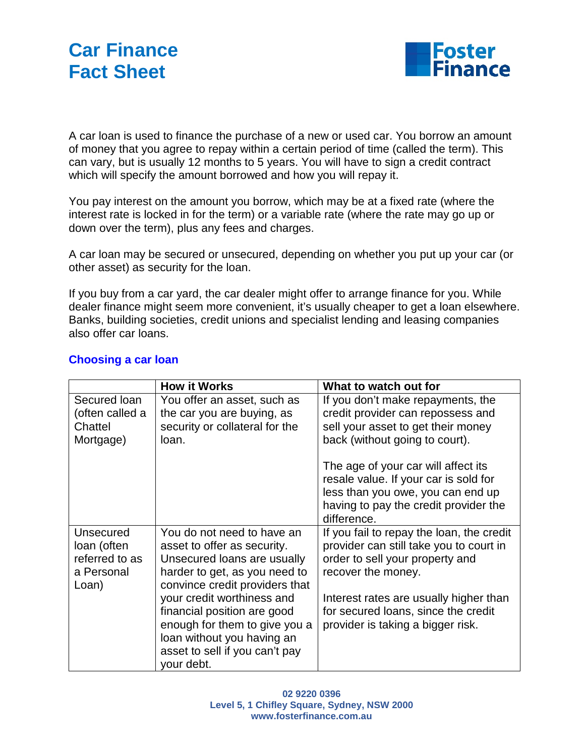# Car Finance Fact Sheet

Foster Finance

A car loan is used to finance the purchase of a new or used car. You borrow an amount of money that you agree to repay within a certain period of time (called the term). This can vary, but is usually 12 months to 5 years. You will have to sign a credit contract which will specify the amount borrowed and how you will repay it.

You pay interest on the amount you borrow, which may be at a fixed rate (where the interest rate is locked in for the term) or a variable rate (where the rate may go up or down over the term), plus any fees and charges.

A car loan may be secured or unsecured, depending on whether you put up your car (or other asset) as security for the loan.

If you buy from a car yard, the car dealer might offer to arrange finance for you. While dealer finance might seem more convenient, it's usually cheaper to get a loan elsewhere. Banks, building societies, credit unions and specialist lending and leasing companies also offer car loans.

## Choosing a car loan

| | How it Works | What to watch out for |
|---|---|---|
| Secured loan (often called a Chattel Mortgage) | You offer an asset, such as the car you are buying, as security or collateral for the loan. | If you don't make repayments, the credit provider can repossess and sell your asset to get their money back (without going to court).<br><br>The age of your car will affect its resale value. If your car is sold for less than you owe, you can end up having to pay the credit provider the difference. |
| Unsecured loan (often referred to as a Personal Loan) | You do not need to have an asset to offer as security. Unsecured loans are usually harder to get, as you need to convince credit providers that your credit worthiness and financial position are good enough for them to give you a loan without you having an asset to sell if you can't pay your debt. | If you fail to repay the loan, the credit provider can still take you to court in order to sell your property and recover the money.<br><br>Interest rates are usually higher than for secured loans, since the credit provider is taking a bigger risk. |

**02 9220 0396**
**Level 5, 1 Chifley Square, Sydney, NSW 2000**
**www.fosterfinance.com.au**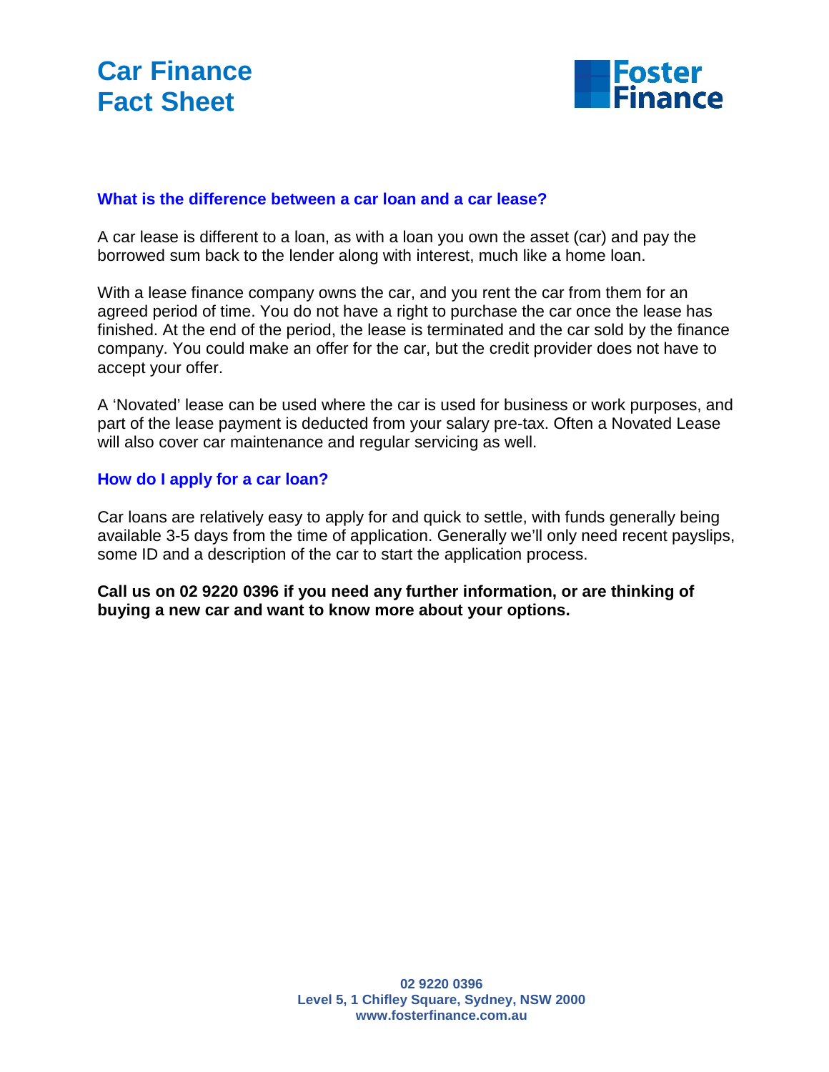# Car Finance Fact Sheet

Foster Finance

### What is the difference between a car loan and a car lease?

A car lease is different to a loan, as with a loan you own the asset (car) and pay the borrowed sum back to the lender along with interest, much like a home loan.

With a lease finance company owns the car, and you rent the car from them for an agreed period of time. You do not have a right to purchase the car once the lease has finished. At the end of the period, the lease is terminated and the car sold by the finance company. You could make an offer for the car, but the credit provider does not have to accept your offer.

A 'Novated' lease can be used where the car is used for business or work purposes, and part of the lease payment is deducted from your salary pre-tax. Often a Novated Lease will also cover car maintenance and regular servicing as well.

### How do I apply for a car loan?

Car loans are relatively easy to apply for and quick to settle, with funds generally being available 3-5 days from the time of application. Generally we'll only need recent payslips, some ID and a description of the car to start the application process.

**Call us on 02 9220 0396 if you need any further information, or are thinking of buying a new car and want to know more about your options.**

**02 9220 0396**
**Level 5, 1 Chifley Square, Sydney, NSW 2000**
**www.fosterfinance.com.au**